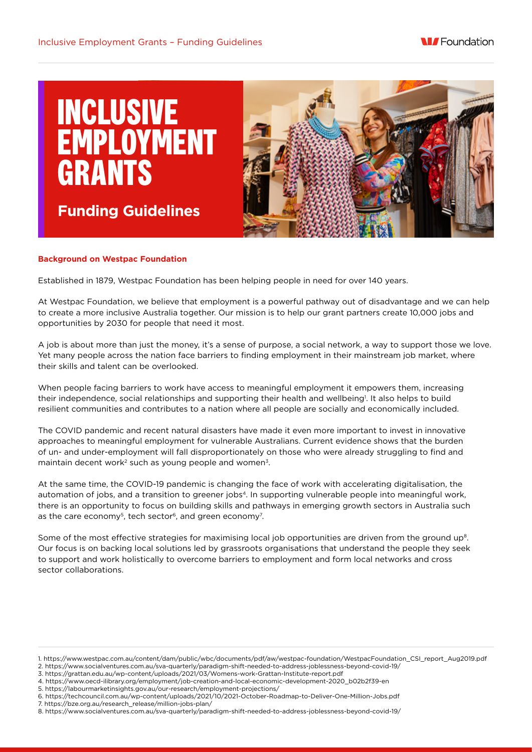# INCLUSIVE EMPLOYMENT GRANTS

## Funding Guidelines

### Background on Westpac Foundation

Established in 1879, Westpac Foundation has been helping people in need for over 140 years.

At Westpac Foundation, we believe that employment is a powerful pathway out of disadvantage and we can help to create a more inclusive Australia together. Our mission is to help our grant partners create 10,000 jobs and opportunities by 2030 for people that need it most.

A job is about more than just the money, it's a sense of purpose, a social network, a way to support those we love. Yet many people across the nation face barriers to finding employment in their mainstream job market, where their skills and talent can be overlooked.

When people facing barriers to work have access to meaningful employment it empowers them, increasing their independence, social relationships and supporting their health and wellbeing[1]. It also helps to build resilient communities and contributes to a nation where all people are socially and economically included.

The COVID pandemic and recent natural disasters have made it even more important to invest in innovative approaches to meaningful employment for vulnerable Australians. Current evidence shows that the burden of un- and under-employment will fall disproportionately on those who were already struggling to find and maintain decent work[2] such as young people and women[3].

At the same time, the COVID-19 pandemic is changing the face of work with accelerating digitalisation, the automation of jobs, and a transition to greener jobs[4]. In supporting vulnerable people into meaningful work, there is an opportunity to focus on building skills and pathways in emerging growth sectors in Australia such as the care economy[5], tech sector[6], and green economy[7].

Some of the most effective strategies for maximising local job opportunities are driven from the ground up[8]. Our focus is on backing local solutions led by grassroots organisations that understand the people they seek to support and work holistically to overcome barriers to employment and form local networks and cross sector collaborations.

1. https://www.westpac.com.au/content/dam/public/wbc/documents/pdf/aw/westpac-foundation/WestpacFoundation_CSI_report_Aug2019.pdf
2. https://www.socialventures.com.au/sva-quarterly/paradigm-shift-needed-to-address-joblessness-beyond-covid-19/
3. https://grattan.edu.au/wp-content/uploads/2021/03/Womens-work-Grattan-Institute-report.pdf
4. https://www.oecd-ilibrary.org/employment/job-creation-and-local-economic-development-2020_b02b2f39-en
5. https://labourmarketinsights.gov.au/our-research/employment-projections/
6. https://techcouncil.com.au/wp-content/uploads/2021/10/2021-October-Roadmap-to-Deliver-One-Million-Jobs.pdf
7. https://bze.org.au/research_release/million-jobs-plan/
8. https://www.socialventures.com.au/sva-quarterly/paradigm-shift-needed-to-address-joblessness-beyond-covid-19/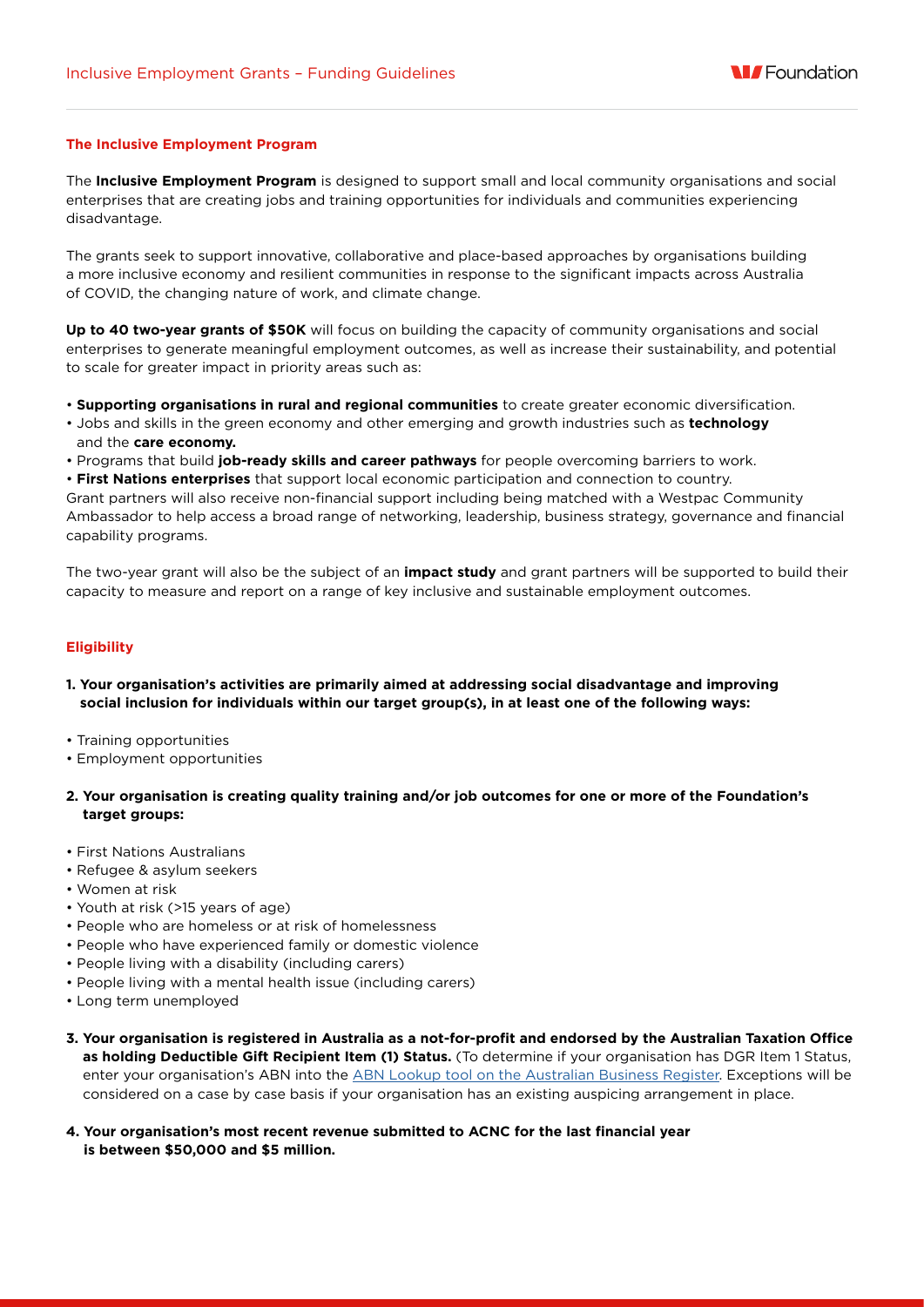## The Inclusive Employment Program

The **Inclusive Employment Program** is designed to support small and local community organisations and social enterprises that are creating jobs and training opportunities for individuals and communities experiencing disadvantage.

The grants seek to support innovative, collaborative and place-based approaches by organisations building a more inclusive economy and resilient communities in response to the significant impacts across Australia of COVID, the changing nature of work, and climate change.

**Up to 40 two-year grants of $50K** will focus on building the capacity of community organisations and social enterprises to generate meaningful employment outcomes, as well as increase their sustainability, and potential to scale for greater impact in priority areas such as:

- **Supporting organisations in rural and regional communities** to create greater economic diversification.
- Jobs and skills in the green economy and other emerging and growth industries such as **technology** and the **care economy.**
- Programs that build **job-ready skills and career pathways** for people overcoming barriers to work.
- **First Nations enterprises** that support local economic participation and connection to country.

Grant partners will also receive non-financial support including being matched with a Westpac Community Ambassador to help access a broad range of networking, leadership, business strategy, governance and financial capability programs.

The two-year grant will also be the subject of an **impact study** and grant partners will be supported to build their capacity to measure and report on a range of key inclusive and sustainable employment outcomes.

## Eligibility

**1. Your organisation's activities are primarily aimed at addressing social disadvantage and improving social inclusion for individuals within our target group(s), in at least one of the following ways:**

- Training opportunities
- Employment opportunities

**2. Your organisation is creating quality training and/or job outcomes for one or more of the Foundation's target groups:**

- First Nations Australians
- Refugee & asylum seekers
- Women at risk
- Youth at risk (>15 years of age)
- People who are homeless or at risk of homelessness
- People who have experienced family or domestic violence
- People living with a disability (including carers)
- People living with a mental health issue (including carers)
- Long term unemployed

**3. Your organisation is registered in Australia as a not-for-profit and endorsed by the Australian Taxation Office as holding Deductible Gift Recipient Item (1) Status.** (To determine if your organisation has DGR Item 1 Status, enter your organisation's ABN into the ABN Lookup tool on the Australian Business Register. Exceptions will be considered on a case by case basis if your organisation has an existing auspicing arrangement in place.

**4. Your organisation's most recent revenue submitted to ACNC for the last financial year is between $50,000 and $5 million.**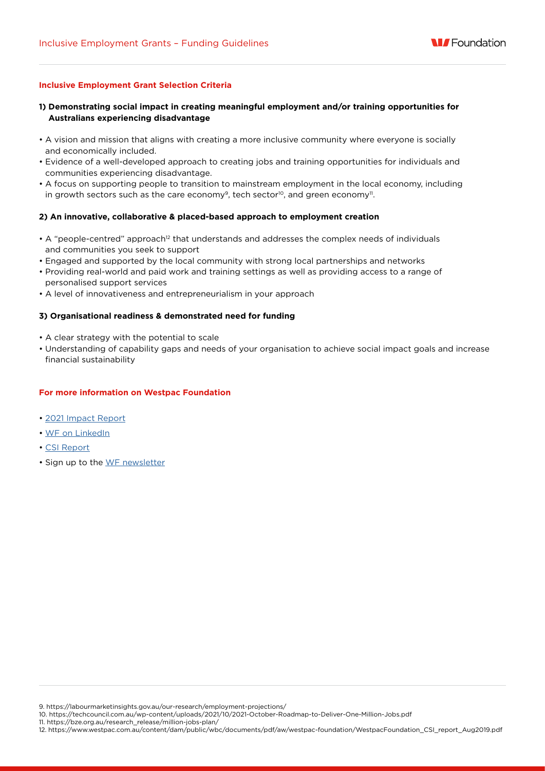## Inclusive Employment Grant Selection Criteria

### 1) Demonstrating social impact in creating meaningful employment and/or training opportunities for Australians experiencing disadvantage

- A vision and mission that aligns with creating a more inclusive community where everyone is socially and economically included.
- Evidence of a well-developed approach to creating jobs and training opportunities for individuals and communities experiencing disadvantage.
- A focus on supporting people to transition to mainstream employment in the local economy, including in growth sectors such as the care economy[9], tech sector[10], and green economy[11].

### 2) An innovative, collaborative & placed-based approach to employment creation

- A "people-centred" approach[12] that understands and addresses the complex needs of individuals and communities you seek to support
- Engaged and supported by the local community with strong local partnerships and networks
- Providing real-world and paid work and training settings as well as providing access to a range of personalised support services
- A level of innovativeness and entrepreneurialism in your approach

### 3) Organisational readiness & demonstrated need for funding

- A clear strategy with the potential to scale
- Understanding of capability gaps and needs of your organisation to achieve social impact goals and increase financial sustainability

## For more information on Westpac Foundation

- 2021 Impact Report
- WF on LinkedIn
- CSI Report
- Sign up to the WF newsletter

9. https://labourmarketinsights.gov.au/our-research/employment-projections/
10. https://techcouncil.com.au/wp-content/uploads/2021/10/2021-October-Roadmap-to-Deliver-One-Million-Jobs.pdf
11. https://bze.org.au/research_release/million-jobs-plan/
12. https://www.westpac.com.au/content/dam/public/wbc/documents/pdf/aw/westpac-foundation/WestpacFoundation_CSI_report_Aug2019.pdf